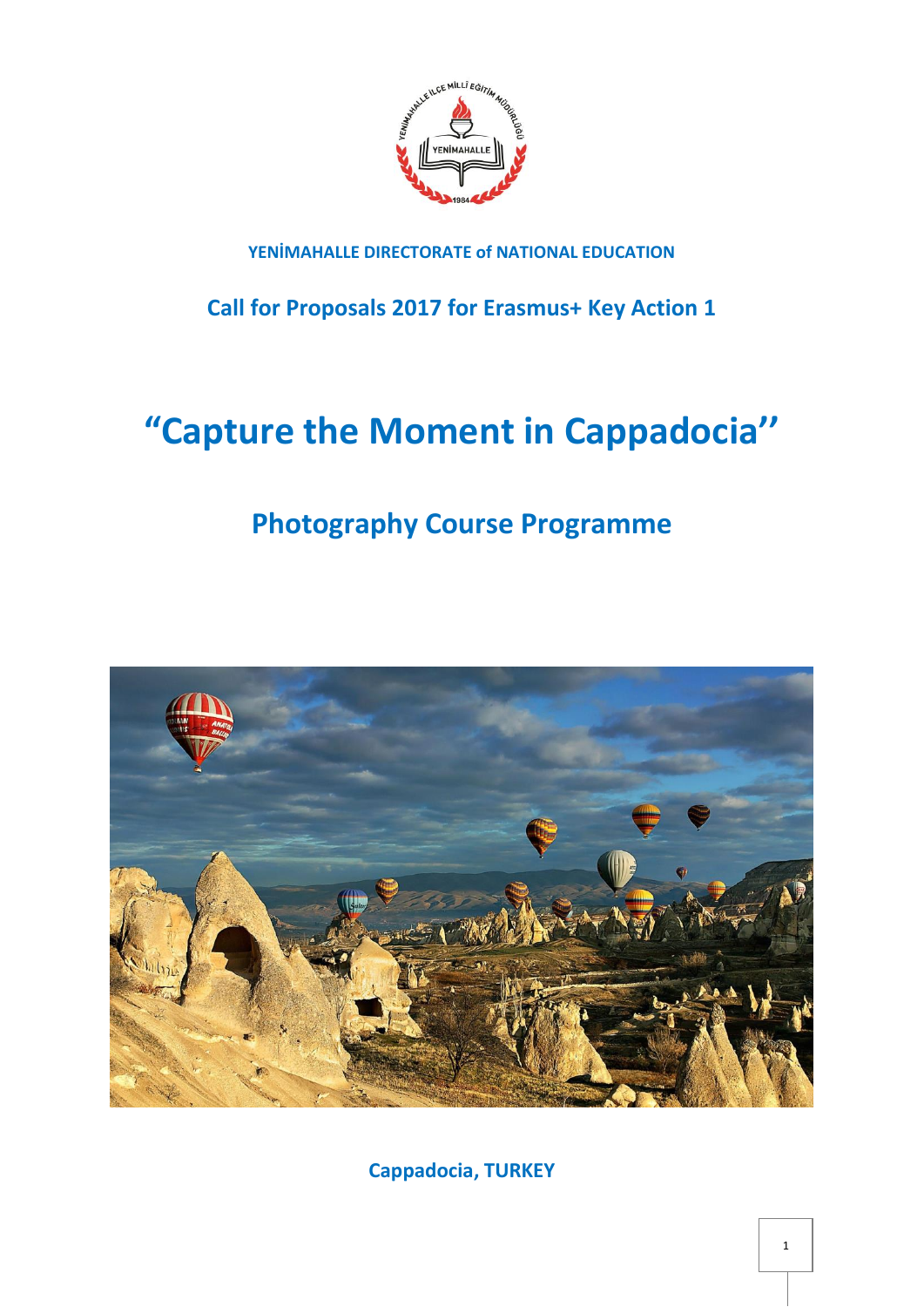YENİMAHALLE DIRECTORATE of NATIONAL EDUCATION

## Call for Proposals 2017 for Erasmus+ Key Action 1

# "Capture the Moment in Cappadocia"

## Photography Course Programme

Cappadocia, TURKEY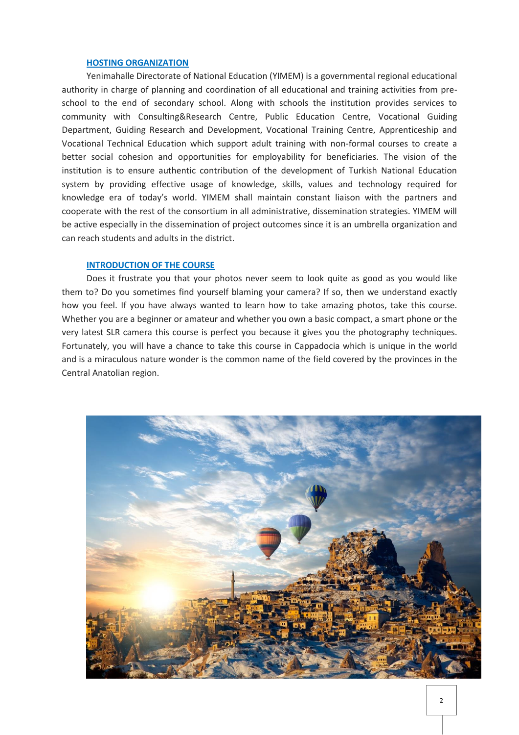## HOSTING ORGANIZATION

Yenimahalle Directorate of National Education (YIMEM) is a governmental regional educational authority in charge of planning and coordination of all educational and training activities from pre-school to the end of secondary school. Along with schools the institution provides services to community with Consulting&Research Centre, Public Education Centre, Vocational Guiding Department, Guiding Research and Development, Vocational Training Centre, Apprenticeship and Vocational Technical Education which support adult training with non-formal courses to create a better social cohesion and opportunities for employability for beneficiaries. The vision of the institution is to ensure authentic contribution of the development of Turkish National Education system by providing effective usage of knowledge, skills, values and technology required for knowledge era of today's world. YIMEM shall maintain constant liaison with the partners and cooperate with the rest of the consortium in all administrative, dissemination strategies. YIMEM will be active especially in the dissemination of project outcomes since it is an umbrella organization and can reach students and adults in the district.

## INTRODUCTION OF THE COURSE

Does it frustrate you that your photos never seem to look quite as good as you would like them to? Do you sometimes find yourself blaming your camera? If so, then we understand exactly how you feel. If you have always wanted to learn how to take amazing photos, take this course. Whether you are a beginner or amateur and whether you own a basic compact, a smart phone or the very latest SLR camera this course is perfect you because it gives you the photography techniques. Fortunately, you will have a chance to take this course in Cappadocia which is unique in the world and is a miraculous nature wonder is the common name of the field covered by the provinces in the Central Anatolian region.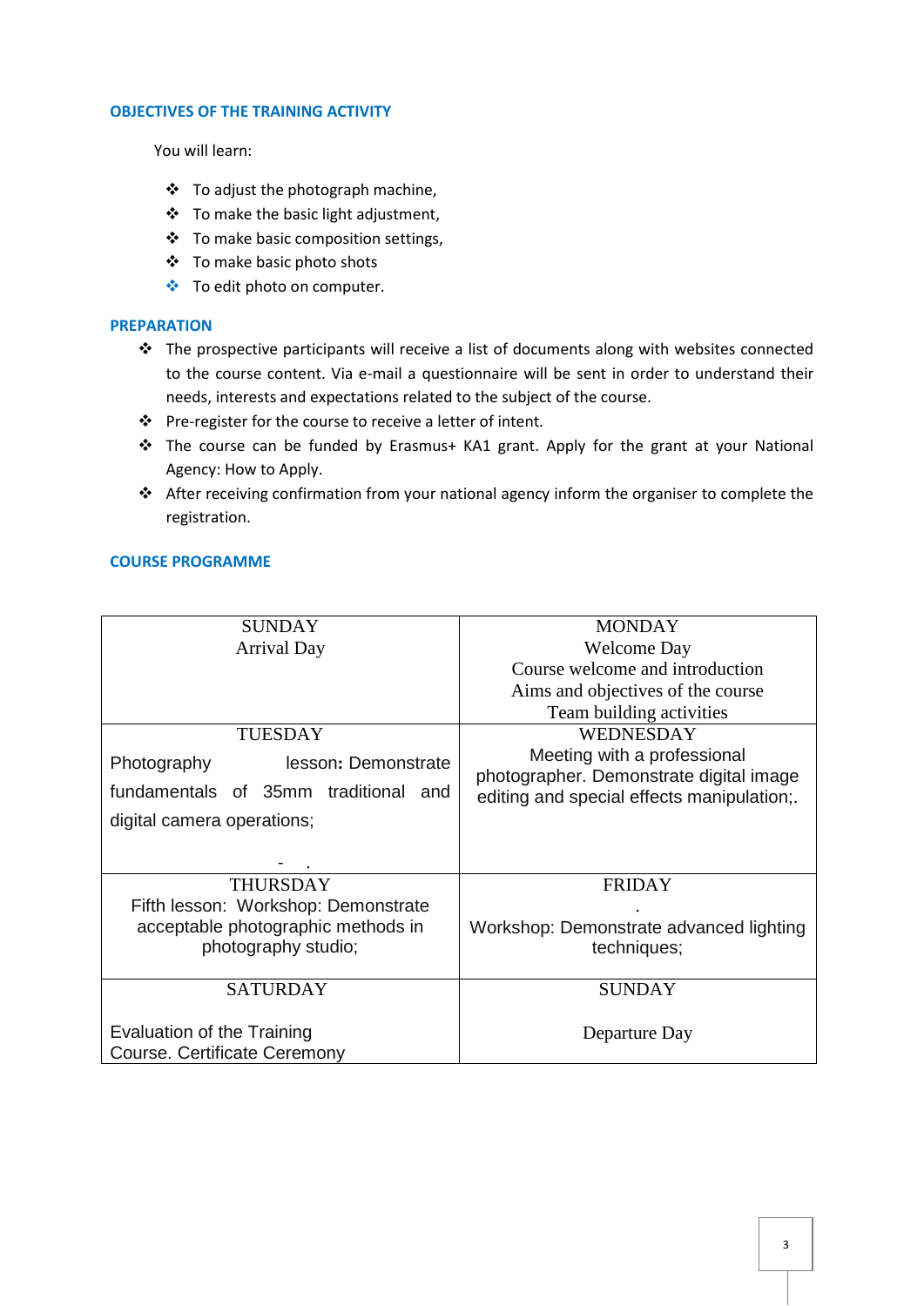## OBJECTIVES OF THE TRAINING ACTIVITY

You will learn:

- To adjust the photograph machine,
- To make the basic light adjustment,
- To make basic composition settings,
- To make basic photo shots
- To edit photo on computer.

## PREPARATION

- The prospective participants will receive a list of documents along with websites connected to the course content. Via e-mail a questionnaire will be sent in order to understand their needs, interests and expectations related to the subject of the course.
- Pre-register for the course to receive a letter of intent.
- The course can be funded by Erasmus+ KA1 grant. Apply for the grant at your National Agency: How to Apply.
- After receiving confirmation from your national agency inform the organiser to complete the registration.

## COURSE PROGRAMME

| SUNDAY<br>Arrival Day | MONDAY<br>Welcome Day<br>Course welcome and introduction<br>Aims and objectives of the course<br>Team building activities |
|---|---|
| TUESDAY<br>Photography lesson: Demonstrate fundamentals of 35mm traditional and digital camera operations;<br>- . | WEDNESDAY<br>Meeting with a professional photographer. Demonstrate digital image editing and special effects manipulation;. |
| THURSDAY<br>Fifth lesson: Workshop: Demonstrate acceptable photographic methods in photography studio; | FRIDAY<br>.<br>Workshop: Demonstrate advanced lighting techniques; |
| SATURDAY<br>Evaluation of the Training Course. Certificate Ceremony | SUNDAY<br>Departure Day |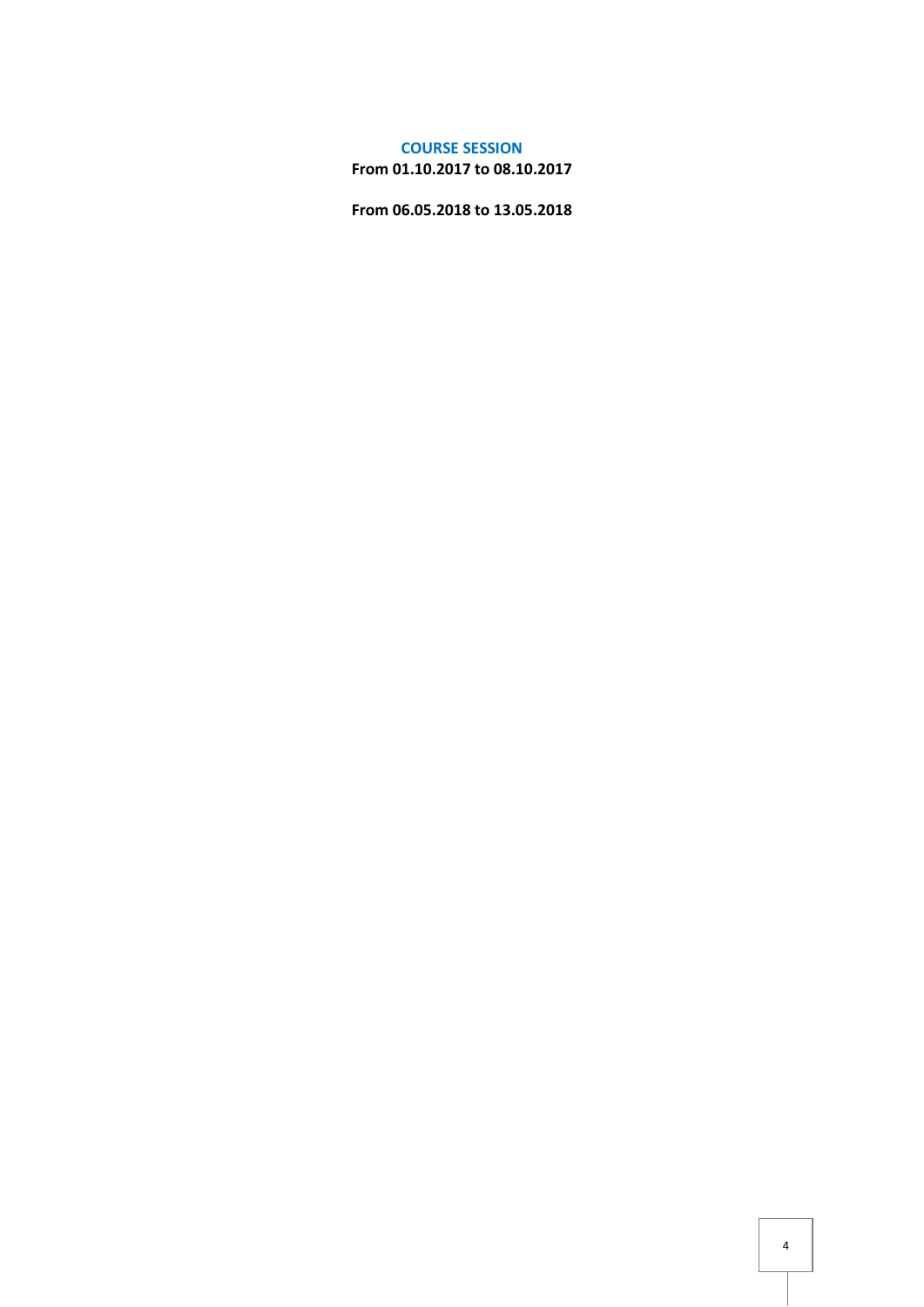## COURSE SESSION

**From 01.10.2017 to 08.10.2017**

**From 06.05.2018 to 13.05.2018**